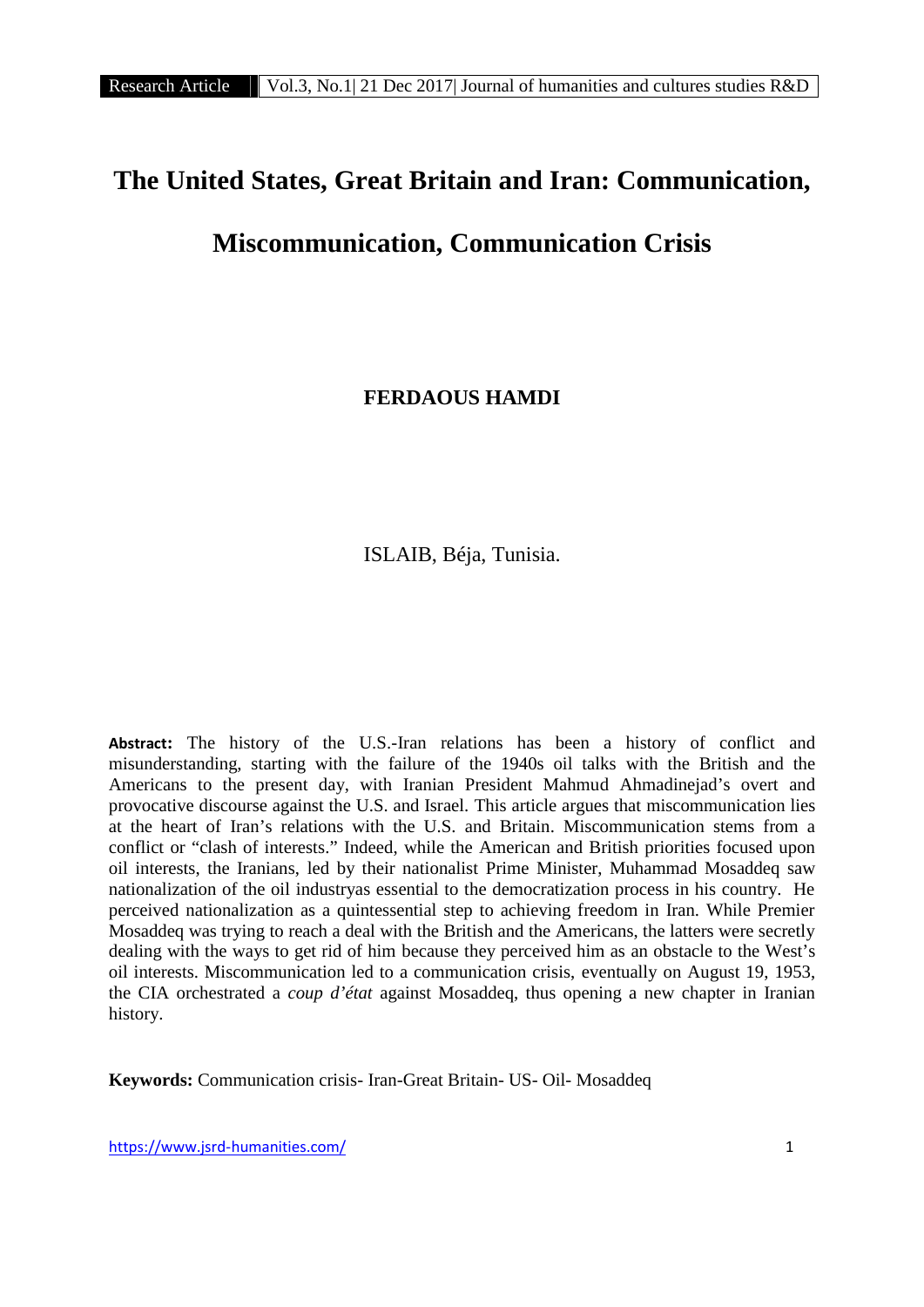# The United States, Great Britain and Iran: Communication, Miscommunication, Communication Crisis

**FERDAOUS HAMDI**

ISLAIB, Béja, Tunisia.

**Abstract:** The history of the U.S.-Iran relations has been a history of conflict and misunderstanding, starting with the failure of the 1940s oil talks with the British and the Americans to the present day, with Iranian President Mahmud Ahmadinejad's overt and provocative discourse against the U.S. and Israel. This article argues that miscommunication lies at the heart of Iran's relations with the U.S. and Britain. Miscommunication stems from a conflict or "clash of interests." Indeed, while the American and British priorities focused upon oil interests, the Iranians, led by their nationalist Prime Minister, Muhammad Mosaddeq saw nationalization of the oil industryas essential to the democratization process in his country. He perceived nationalization as a quintessential step to achieving freedom in Iran. While Premier Mosaddeq was trying to reach a deal with the British and the Americans, the latters were secretly dealing with the ways to get rid of him because they perceived him as an obstacle to the West's oil interests. Miscommunication led to a communication crisis, eventually on August 19, 1953, the CIA orchestrated a *coup d'état* against Mosaddeq, thus opening a new chapter in Iranian history.

**Keywords:** Communication crisis- Iran-Great Britain- US- Oil- Mosaddeq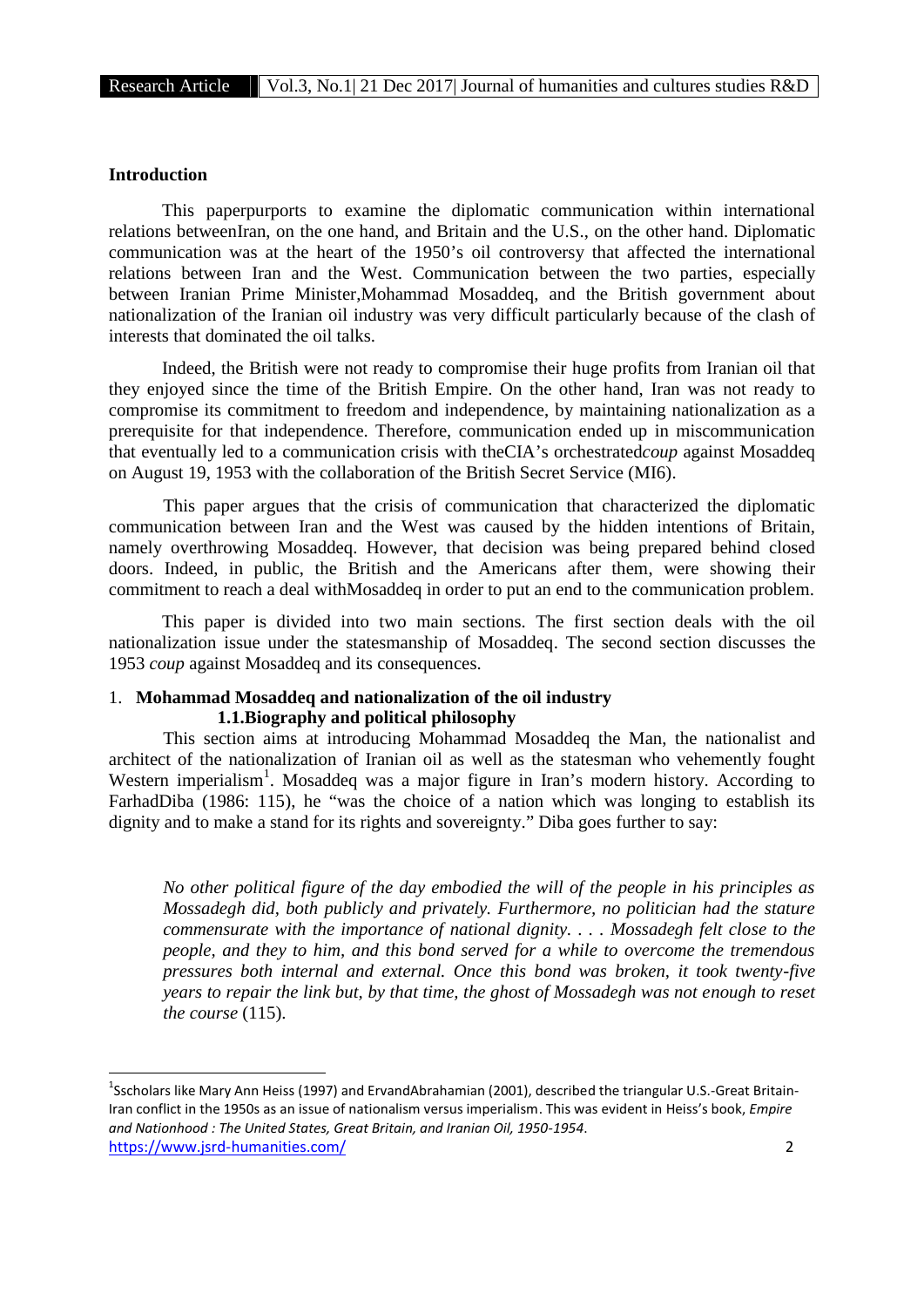## Introduction

This paperpurports to examine the diplomatic communication within international relations betweenIran, on the one hand, and Britain and the U.S., on the other hand. Diplomatic communication was at the heart of the 1950's oil controversy that affected the international relations between Iran and the West. Communication between the two parties, especially between Iranian Prime Minister,Mohammad Mosaddeq, and the British government about nationalization of the Iranian oil industry was very difficult particularly because of the clash of interests that dominated the oil talks.

Indeed, the British were not ready to compromise their huge profits from Iranian oil that they enjoyed since the time of the British Empire. On the other hand, Iran was not ready to compromise its commitment to freedom and independence, by maintaining nationalization as a prerequisite for that independence. Therefore, communication ended up in miscommunication that eventually led to a communication crisis with theCIA's orchestrated*coup* against Mosaddeq on August 19, 1953 with the collaboration of the British Secret Service (MI6).

This paper argues that the crisis of communication that characterized the diplomatic communication between Iran and the West was caused by the hidden intentions of Britain, namely overthrowing Mosaddeq. However, that decision was being prepared behind closed doors. Indeed, in public, the British and the Americans after them, were showing their commitment to reach a deal withMosaddeq in order to put an end to the communication problem.

This paper is divided into two main sections. The first section deals with the oil nationalization issue under the statesmanship of Mosaddeq. The second section discusses the 1953 *coup* against Mosaddeq and its consequences.

## 1. Mohammad Mosaddeq and nationalization of the oil industry

### 1.1.Biography and political philosophy

This section aims at introducing Mohammad Mosaddeq the Man, the nationalist and architect of the nationalization of Iranian oil as well as the statesman who vehemently fought Western imperialism[1]. Mosaddeq was a major figure in Iran's modern history. According to FarhadDiba (1986: 115), he "was the choice of a nation which was longing to establish its dignity and to make a stand for its rights and sovereignty." Diba goes further to say:

> *No other political figure of the day embodied the will of the people in his principles as Mossadegh did, both publicly and privately. Furthermore, no politician had the stature commensurate with the importance of national dignity. . . . Mossadegh felt close to the people, and they to him, and this bond served for a while to overcome the tremendous pressures both internal and external. Once this bond was broken, it took twenty-five years to repair the link but, by that time, the ghost of Mossadegh was not enough to reset the course* (115).

---

[1] Sscholars like Mary Ann Heiss (1997) and ErvandAbrahamian (2001), described the triangular U.S.-Great Britain-Iran conflict in the 1950s as an issue of nationalism versus imperialism. This was evident in Heiss's book, *Empire and Nationhood : The United States, Great Britain, and Iranian Oil, 1950-1954*.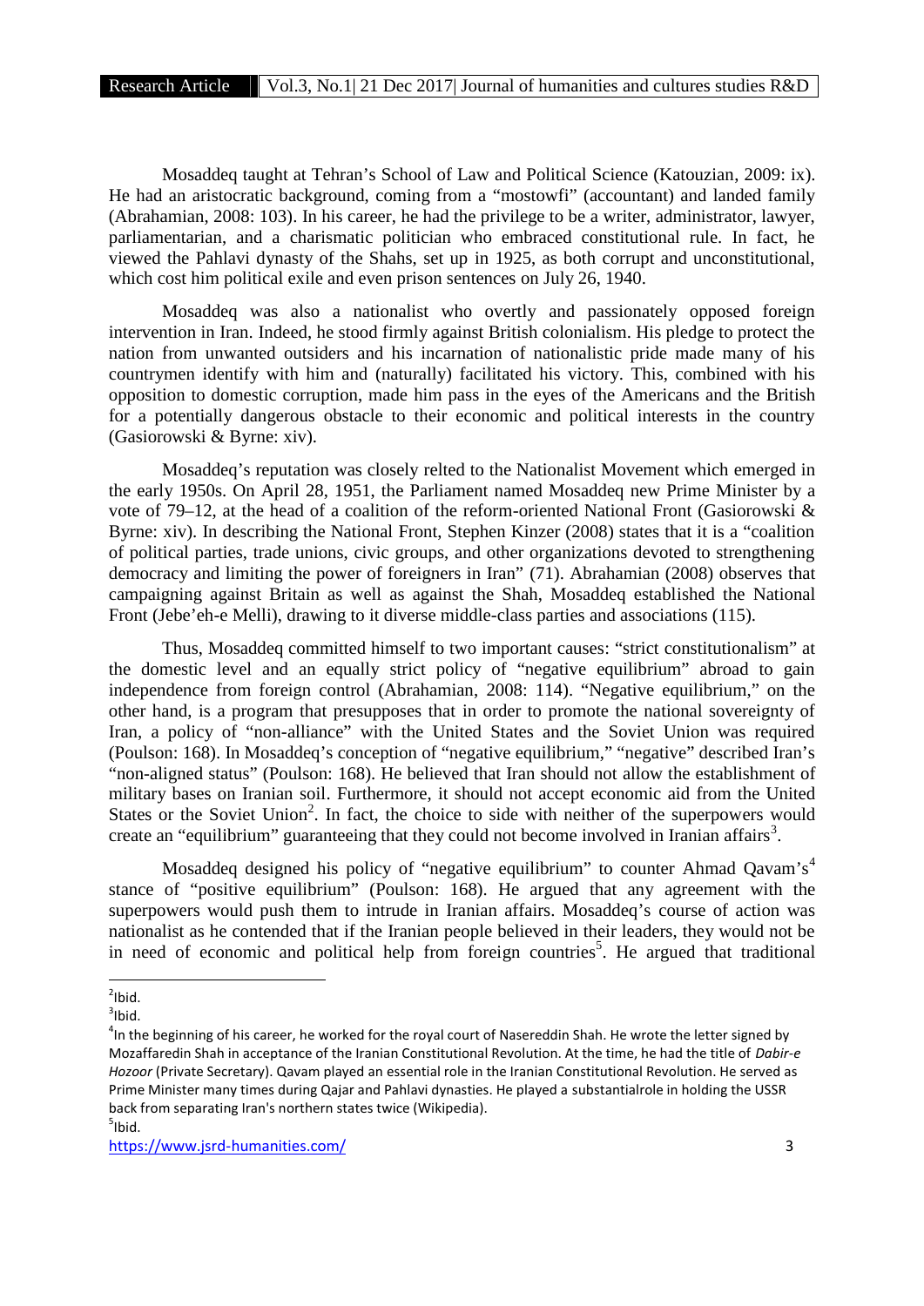Mosaddeq taught at Tehran's School of Law and Political Science (Katouzian, 2009: ix). He had an aristocratic background, coming from a "mostowfi" (accountant) and landed family (Abrahamian, 2008: 103). In his career, he had the privilege to be a writer, administrator, lawyer, parliamentarian, and a charismatic politician who embraced constitutional rule. In fact, he viewed the Pahlavi dynasty of the Shahs, set up in 1925, as both corrupt and unconstitutional, which cost him political exile and even prison sentences on July 26, 1940.

Mosaddeq was also a nationalist who overtly and passionately opposed foreign intervention in Iran. Indeed, he stood firmly against British colonialism. His pledge to protect the nation from unwanted outsiders and his incarnation of nationalistic pride made many of his countrymen identify with him and (naturally) facilitated his victory. This, combined with his opposition to domestic corruption, made him pass in the eyes of the Americans and the British for a potentially dangerous obstacle to their economic and political interests in the country (Gasiorowski & Byrne: xiv).

Mosaddeq's reputation was closely relted to the Nationalist Movement which emerged in the early 1950s. On April 28, 1951, the Parliament named Mosaddeq new Prime Minister by a vote of 79–12, at the head of a coalition of the reform-oriented National Front (Gasiorowski & Byrne: xiv). In describing the National Front, Stephen Kinzer (2008) states that it is a "coalition of political parties, trade unions, civic groups, and other organizations devoted to strengthening democracy and limiting the power of foreigners in Iran" (71). Abrahamian (2008) observes that campaigning against Britain as well as against the Shah, Mosaddeq established the National Front (Jebe'eh-e Melli), drawing to it diverse middle-class parties and associations (115).

Thus, Mosaddeq committed himself to two important causes: "strict constitutionalism" at the domestic level and an equally strict policy of "negative equilibrium" abroad to gain independence from foreign control (Abrahamian, 2008: 114). "Negative equilibrium," on the other hand, is a program that presupposes that in order to promote the national sovereignty of Iran, a policy of "non-alliance" with the United States and the Soviet Union was required (Poulson: 168). In Mosaddeq's conception of "negative equilibrium," "negative" described Iran's "non-aligned status" (Poulson: 168). He believed that Iran should not allow the establishment of military bases on Iranian soil. Furthermore, it should not accept economic aid from the United States or the Soviet Union[2]. In fact, the choice to side with neither of the superpowers would create an "equilibrium" guaranteeing that they could not become involved in Iranian affairs[3].

Mosaddeq designed his policy of "negative equilibrium" to counter Ahmad Qavam's[4] stance of "positive equilibrium" (Poulson: 168). He argued that any agreement with the superpowers would push them to intrude in Iranian affairs. Mosaddeq's course of action was nationalist as he contended that if the Iranian people believed in their leaders, they would not be in need of economic and political help from foreign countries[5]. He argued that traditional

[2]Ibid.

[3]Ibid.

[4]In the beginning of his career, he worked for the royal court of Nasereddin Shah. He wrote the letter signed by Mozaffaredin Shah in acceptance of the Iranian Constitutional Revolution. At the time, he had the title of *Dabir-e Hozoor* (Private Secretary). Qavam played an essential role in the Iranian Constitutional Revolution. He served as Prime Minister many times during Qajar and Pahlavi dynasties. He played a substantialrole in holding the USSR back from separating Iran's northern states twice (Wikipedia).

[5]Ibid.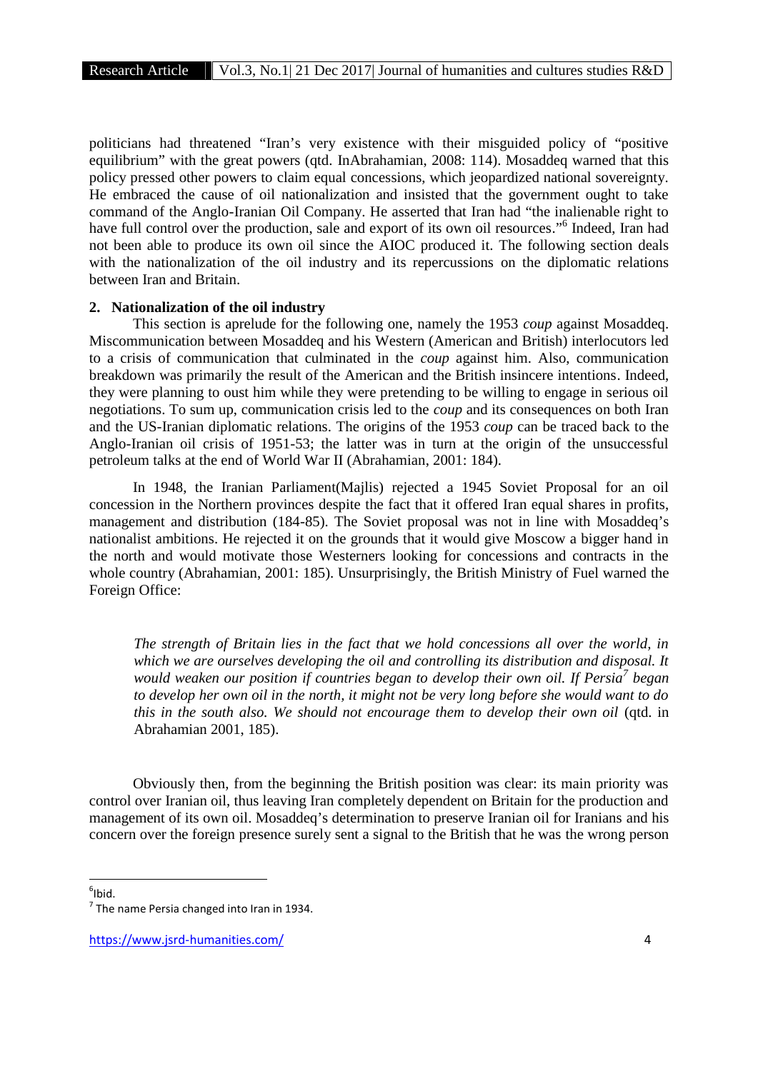politicians had threatened "Iran's very existence with their misguided policy of "positive equilibrium" with the great powers (qtd. InAbrahamian, 2008: 114). Mosaddeq warned that this policy pressed other powers to claim equal concessions, which jeopardized national sovereignty. He embraced the cause of oil nationalization and insisted that the government ought to take command of the Anglo-Iranian Oil Company. He asserted that Iran had "the inalienable right to have full control over the production, sale and export of its own oil resources."[6] Indeed, Iran had not been able to produce its own oil since the AIOC produced it. The following section deals with the nationalization of the oil industry and its repercussions on the diplomatic relations between Iran and Britain.

## 2. Nationalization of the oil industry

This section is aprelude for the following one, namely the 1953 *coup* against Mosaddeq. Miscommunication between Mosaddeq and his Western (American and British) interlocutors led to a crisis of communication that culminated in the *coup* against him. Also, communication breakdown was primarily the result of the American and the British insincere intentions. Indeed, they were planning to oust him while they were pretending to be willing to engage in serious oil negotiations. To sum up, communication crisis led to the *coup* and its consequences on both Iran and the US-Iranian diplomatic relations. The origins of the 1953 *coup* can be traced back to the Anglo-Iranian oil crisis of 1951-53; the latter was in turn at the origin of the unsuccessful petroleum talks at the end of World War II (Abrahamian, 2001: 184).

In 1948, the Iranian Parliament(Majlis) rejected a 1945 Soviet Proposal for an oil concession in the Northern provinces despite the fact that it offered Iran equal shares in profits, management and distribution (184-85). The Soviet proposal was not in line with Mosaddeq's nationalist ambitions. He rejected it on the grounds that it would give Moscow a bigger hand in the north and would motivate those Westerners looking for concessions and contracts in the whole country (Abrahamian, 2001: 185). Unsurprisingly, the British Ministry of Fuel warned the Foreign Office:

> *The strength of Britain lies in the fact that we hold concessions all over the world, in which we are ourselves developing the oil and controlling its distribution and disposal. It would weaken our position if countries began to develop their own oil. If Persia[7] began to develop her own oil in the north, it might not be very long before she would want to do this in the south also. We should not encourage them to develop their own oil* (qtd. in Abrahamian 2001, 185).

Obviously then, from the beginning the British position was clear: its main priority was control over Iranian oil, thus leaving Iran completely dependent on Britain for the production and management of its own oil. Mosaddeq's determination to preserve Iranian oil for Iranians and his concern over the foreign presence surely sent a signal to the British that he was the wrong person

---

[6] Ibid.

[7] The name Persia changed into Iran in 1934.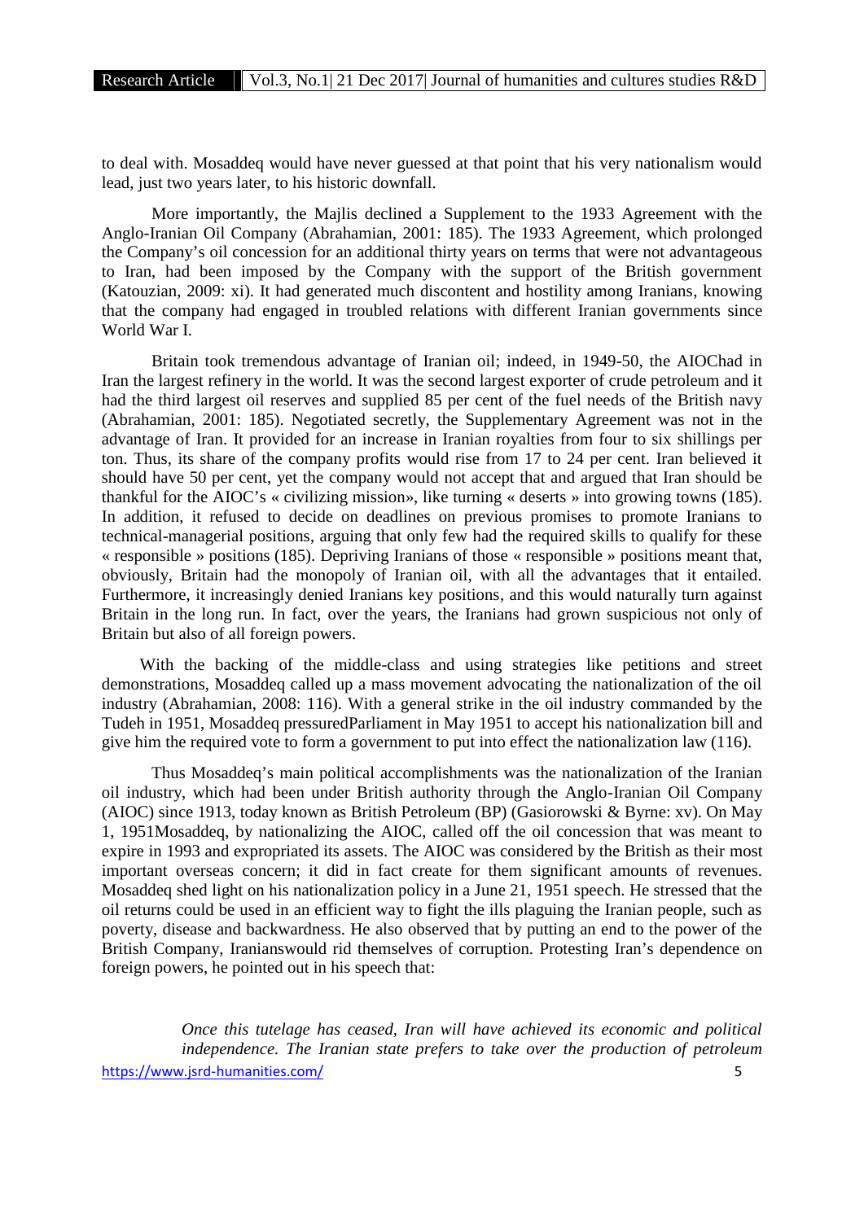to deal with. Mosaddeq would have never guessed at that point that his very nationalism would lead, just two years later, to his historic downfall.

More importantly, the Majlis declined a Supplement to the 1933 Agreement with the Anglo-Iranian Oil Company (Abrahamian, 2001: 185). The 1933 Agreement, which prolonged the Company's oil concession for an additional thirty years on terms that were not advantageous to Iran, had been imposed by the Company with the support of the British government (Katouzian, 2009: xi). It had generated much discontent and hostility among Iranians, knowing that the company had engaged in troubled relations with different Iranian governments since World War I.

Britain took tremendous advantage of Iranian oil; indeed, in 1949-50, the AIOChad in Iran the largest refinery in the world. It was the second largest exporter of crude petroleum and it had the third largest oil reserves and supplied 85 per cent of the fuel needs of the British navy (Abrahamian, 2001: 185). Negotiated secretly, the Supplementary Agreement was not in the advantage of Iran. It provided for an increase in Iranian royalties from four to six shillings per ton. Thus, its share of the company profits would rise from 17 to 24 per cent. Iran believed it should have 50 per cent, yet the company would not accept that and argued that Iran should be thankful for the AIOC's « civilizing mission», like turning « deserts » into growing towns (185). In addition, it refused to decide on deadlines on previous promises to promote Iranians to technical-managerial positions, arguing that only few had the required skills to qualify for these « responsible » positions (185). Depriving Iranians of those « responsible » positions meant that, obviously, Britain had the monopoly of Iranian oil, with all the advantages that it entailed. Furthermore, it increasingly denied Iranians key positions, and this would naturally turn against Britain in the long run. In fact, over the years, the Iranians had grown suspicious not only of Britain but also of all foreign powers.

With the backing of the middle-class and using strategies like petitions and street demonstrations, Mosaddeq called up a mass movement advocating the nationalization of the oil industry (Abrahamian, 2008: 116). With a general strike in the oil industry commanded by the Tudeh in 1951, Mosaddeq pressuredParliament in May 1951 to accept his nationalization bill and give him the required vote to form a government to put into effect the nationalization law (116).

Thus Mosaddeq's main political accomplishments was the nationalization of the Iranian oil industry, which had been under British authority through the Anglo-Iranian Oil Company (AIOC) since 1913, today known as British Petroleum (BP) (Gasiorowski & Byrne: xv). On May 1, 1951Mosaddeq, by nationalizing the AIOC, called off the oil concession that was meant to expire in 1993 and expropriated its assets. The AIOC was considered by the British as their most important overseas concern; it did in fact create for them significant amounts of revenues. Mosaddeq shed light on his nationalization policy in a June 21, 1951 speech. He stressed that the oil returns could be used in an efficient way to fight the ills plaguing the Iranian people, such as poverty, disease and backwardness. He also observed that by putting an end to the power of the British Company, Iranianswould rid themselves of corruption. Protesting Iran's dependence on foreign powers, he pointed out in his speech that:

> *Once this tutelage has ceased, Iran will have achieved its economic and political independence. The Iranian state prefers to take over the production of petroleum*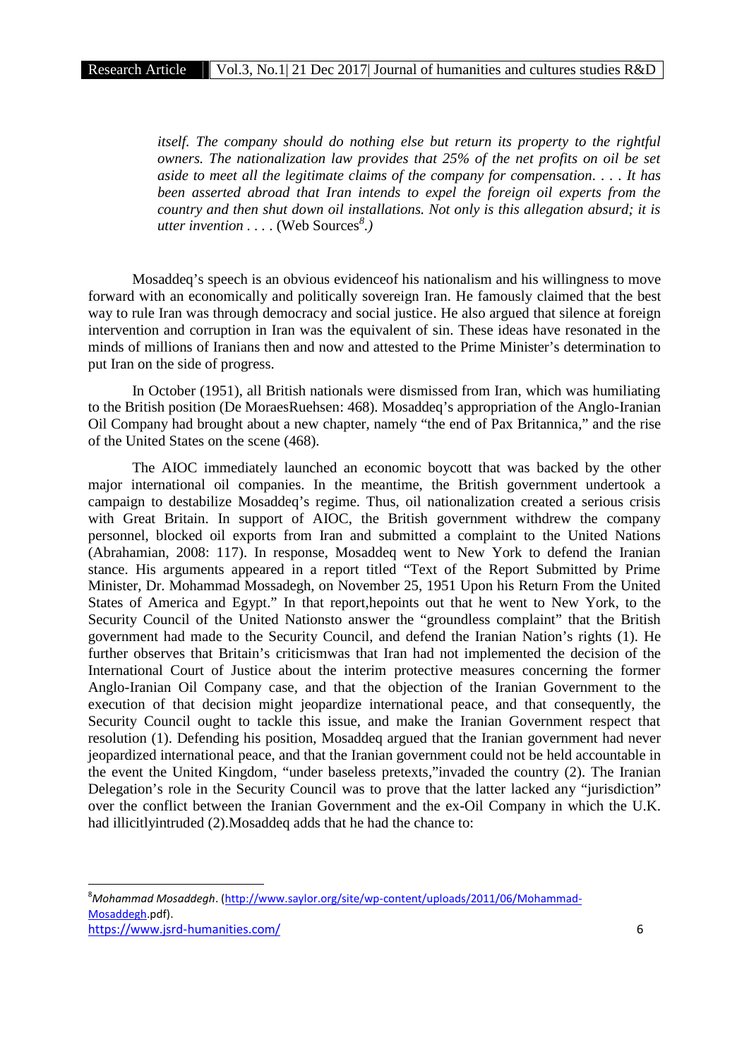*itself. The company should do nothing else but return its property to the rightful owners. The nationalization law provides that 25% of the net profits on oil be set aside to meet all the legitimate claims of the company for compensation. . . . It has been asserted abroad that Iran intends to expel the foreign oil experts from the country and then shut down oil installations. Not only is this allegation absurd; it is utter invention . . . .* (Web Sources[8].)

Mosaddeq's speech is an obvious evidenceof his nationalism and his willingness to move forward with an economically and politically sovereign Iran. He famously claimed that the best way to rule Iran was through democracy and social justice. He also argued that silence at foreign intervention and corruption in Iran was the equivalent of sin. These ideas have resonated in the minds of millions of Iranians then and now and attested to the Prime Minister's determination to put Iran on the side of progress.

In October (1951), all British nationals were dismissed from Iran, which was humiliating to the British position (De MoraesRuehsen: 468). Mosaddeq's appropriation of the Anglo-Iranian Oil Company had brought about a new chapter, namely "the end of Pax Britannica," and the rise of the United States on the scene (468).

The AIOC immediately launched an economic boycott that was backed by the other major international oil companies. In the meantime, the British government undertook a campaign to destabilize Mosaddeq's regime. Thus, oil nationalization created a serious crisis with Great Britain. In support of AIOC, the British government withdrew the company personnel, blocked oil exports from Iran and submitted a complaint to the United Nations (Abrahamian, 2008: 117). In response, Mosaddeq went to New York to defend the Iranian stance. His arguments appeared in a report titled "Text of the Report Submitted by Prime Minister, Dr. Mohammad Mossadegh, on November 25, 1951 Upon his Return From the United States of America and Egypt." In that report,hepoints out that he went to New York, to the Security Council of the United Nationsto answer the "groundless complaint" that the British government had made to the Security Council, and defend the Iranian Nation's rights (1). He further observes that Britain's criticismwas that Iran had not implemented the decision of the International Court of Justice about the interim protective measures concerning the former Anglo-Iranian Oil Company case, and that the objection of the Iranian Government to the execution of that decision might jeopardize international peace, and that consequently, the Security Council ought to tackle this issue, and make the Iranian Government respect that resolution (1). Defending his position, Mosaddeq argued that the Iranian government had never jeopardized international peace, and that the Iranian government could not be held accountable in the event the United Kingdom, "under baseless pretexts,"invaded the country (2). The Iranian Delegation's role in the Security Council was to prove that the latter lacked any "jurisdiction" over the conflict between the Iranian Government and the ex-Oil Company in which the U.K. had illicitlyintruded (2).Mosaddeq adds that he had the chance to:

---

[8] *Mohammad Mosaddegh*. (http://www.saylor.org/site/wp-content/uploads/2011/06/Mohammad-Mosaddegh.pdf).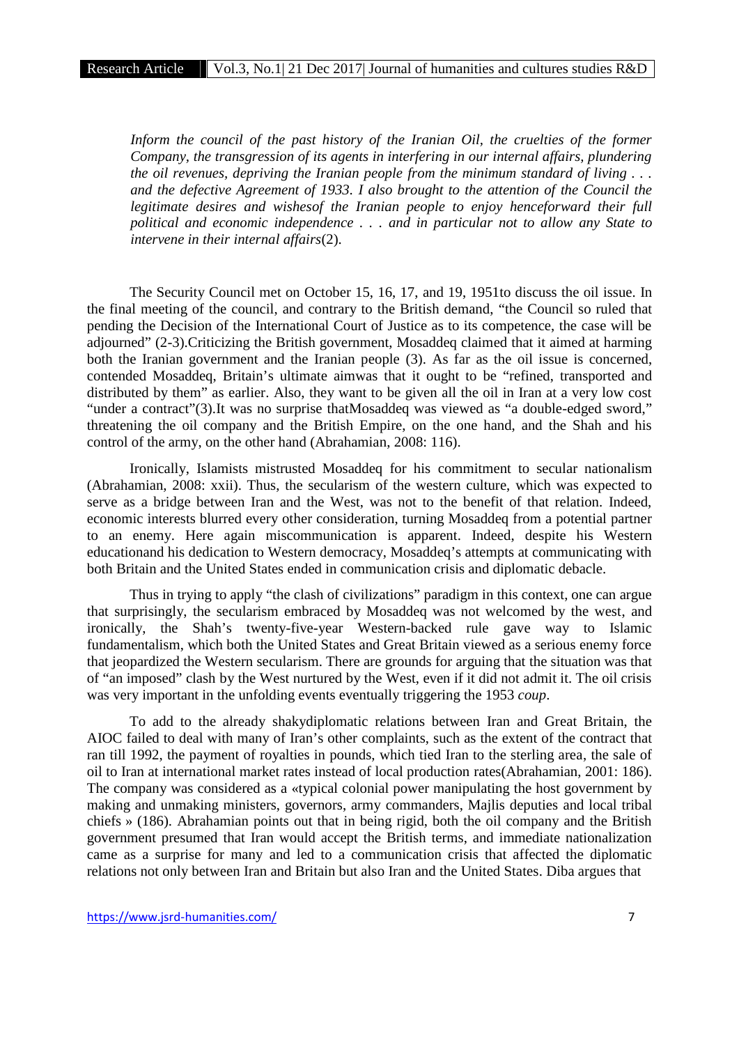*Inform the council of the past history of the Iranian Oil, the cruelties of the former Company, the transgression of its agents in interfering in our internal affairs, plundering the oil revenues, depriving the Iranian people from the minimum standard of living . . . and the defective Agreement of 1933. I also brought to the attention of the Council the legitimate desires and wishesof the Iranian people to enjoy henceforward their full political and economic independence . . . and in particular not to allow any State to intervene in their internal affairs*(2).

The Security Council met on October 15, 16, 17, and 19, 1951to discuss the oil issue. In the final meeting of the council, and contrary to the British demand, "the Council so ruled that pending the Decision of the International Court of Justice as to its competence, the case will be adjourned" (2-3).Criticizing the British government, Mosaddeq claimed that it aimed at harming both the Iranian government and the Iranian people (3). As far as the oil issue is concerned, contended Mosaddeq, Britain's ultimate aimwas that it ought to be "refined, transported and distributed by them" as earlier. Also, they want to be given all the oil in Iran at a very low cost "under a contract"(3).It was no surprise thatMosaddeq was viewed as "a double-edged sword," threatening the oil company and the British Empire, on the one hand, and the Shah and his control of the army, on the other hand (Abrahamian, 2008: 116).

Ironically, Islamists mistrusted Mosaddeq for his commitment to secular nationalism (Abrahamian, 2008: xxii). Thus, the secularism of the western culture, which was expected to serve as a bridge between Iran and the West, was not to the benefit of that relation. Indeed, economic interests blurred every other consideration, turning Mosaddeq from a potential partner to an enemy. Here again miscommunication is apparent. Indeed, despite his Western educationand his dedication to Western democracy, Mosaddeq's attempts at communicating with both Britain and the United States ended in communication crisis and diplomatic debacle.

Thus in trying to apply "the clash of civilizations" paradigm in this context, one can argue that surprisingly, the secularism embraced by Mosaddeq was not welcomed by the west, and ironically, the Shah's twenty-five-year Western-backed rule gave way to Islamic fundamentalism, which both the United States and Great Britain viewed as a serious enemy force that jeopardized the Western secularism. There are grounds for arguing that the situation was that of "an imposed" clash by the West nurtured by the West, even if it did not admit it. The oil crisis was very important in the unfolding events eventually triggering the 1953 *coup*.

To add to the already shakydiplomatic relations between Iran and Great Britain, the AIOC failed to deal with many of Iran's other complaints, such as the extent of the contract that ran till 1992, the payment of royalties in pounds, which tied Iran to the sterling area, the sale of oil to Iran at international market rates instead of local production rates(Abrahamian, 2001: 186). The company was considered as a «typical colonial power manipulating the host government by making and unmaking ministers, governors, army commanders, Majlis deputies and local tribal chiefs » (186). Abrahamian points out that in being rigid, both the oil company and the British government presumed that Iran would accept the British terms, and immediate nationalization came as a surprise for many and led to a communication crisis that affected the diplomatic relations not only between Iran and Britain but also Iran and the United States. Diba argues that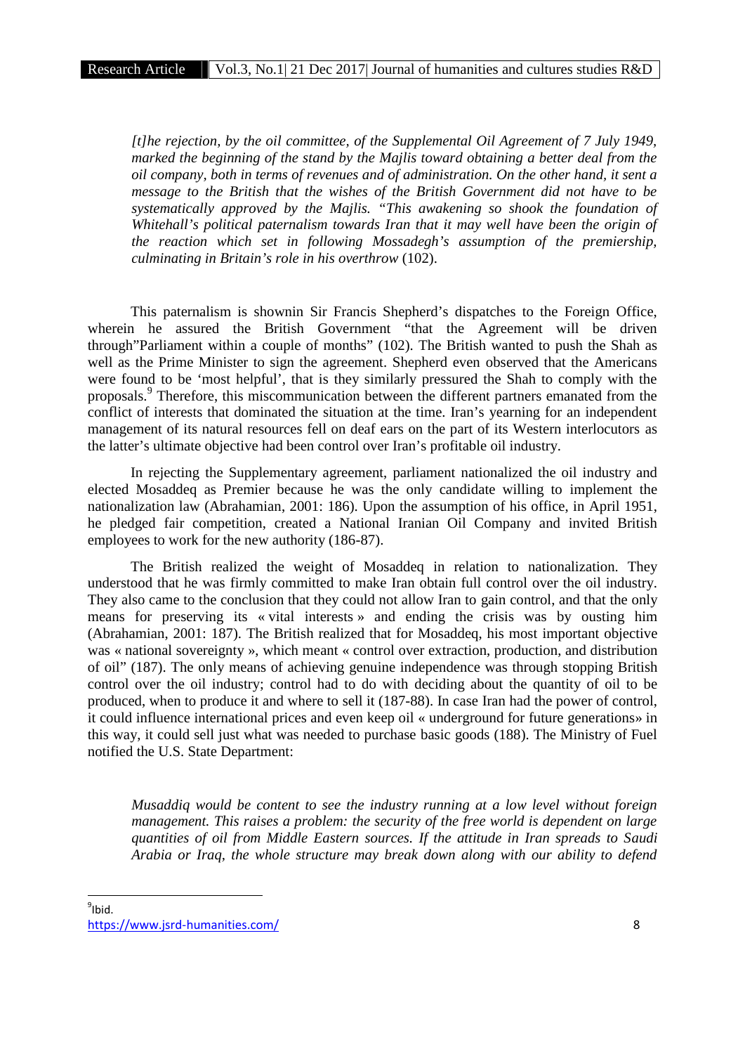> *[t]he rejection, by the oil committee, of the Supplemental Oil Agreement of 7 July 1949, marked the beginning of the stand by the Majlis toward obtaining a better deal from the oil company, both in terms of revenues and of administration. On the other hand, it sent a message to the British that the wishes of the British Government did not have to be systematically approved by the Majlis. "This awakening so shook the foundation of Whitehall's political paternalism towards Iran that it may well have been the origin of the reaction which set in following Mossadegh's assumption of the premiership, culminating in Britain's role in his overthrow* (102).

This paternalism is shownin Sir Francis Shepherd's dispatches to the Foreign Office, wherein he assured the British Government "that the Agreement will be driven through"Parliament within a couple of months" (102). The British wanted to push the Shah as well as the Prime Minister to sign the agreement. Shepherd even observed that the Americans were found to be 'most helpful', that is they similarly pressured the Shah to comply with the proposals.[9] Therefore, this miscommunication between the different partners emanated from the conflict of interests that dominated the situation at the time. Iran's yearning for an independent management of its natural resources fell on deaf ears on the part of its Western interlocutors as the latter's ultimate objective had been control over Iran's profitable oil industry.

In rejecting the Supplementary agreement, parliament nationalized the oil industry and elected Mosaddeq as Premier because he was the only candidate willing to implement the nationalization law (Abrahamian, 2001: 186). Upon the assumption of his office, in April 1951, he pledged fair competition, created a National Iranian Oil Company and invited British employees to work for the new authority (186-87).

The British realized the weight of Mosaddeq in relation to nationalization. They understood that he was firmly committed to make Iran obtain full control over the oil industry. They also came to the conclusion that they could not allow Iran to gain control, and that the only means for preserving its « vital interests » and ending the crisis was by ousting him (Abrahamian, 2001: 187). The British realized that for Mosaddeq, his most important objective was « national sovereignty », which meant « control over extraction, production, and distribution of oil" (187). The only means of achieving genuine independence was through stopping British control over the oil industry; control had to do with deciding about the quantity of oil to be produced, when to produce it and where to sell it (187-88). In case Iran had the power of control, it could influence international prices and even keep oil « underground for future generations» in this way, it could sell just what was needed to purchase basic goods (188). The Ministry of Fuel notified the U.S. State Department:

> *Musaddiq would be content to see the industry running at a low level without foreign management. This raises a problem: the security of the free world is dependent on large quantities of oil from Middle Eastern sources. If the attitude in Iran spreads to Saudi Arabia or Iraq, the whole structure may break down along with our ability to defend*

---

[9] Ibid.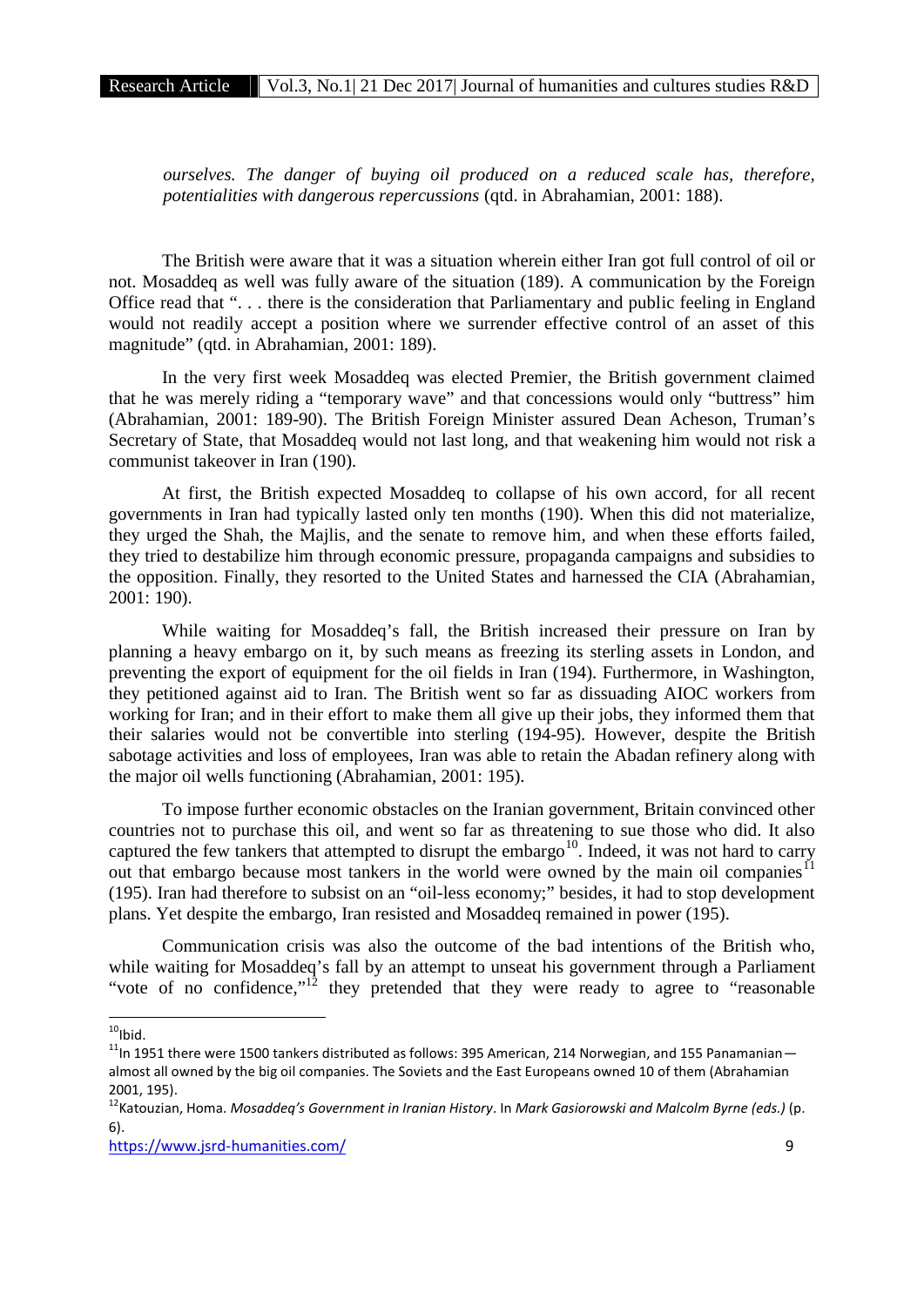*ourselves. The danger of buying oil produced on a reduced scale has, therefore, potentialities with dangerous repercussions* (qtd. in Abrahamian, 2001: 188).

The British were aware that it was a situation wherein either Iran got full control of oil or not. Mosaddeq as well was fully aware of the situation (189). A communication by the Foreign Office read that ". . . there is the consideration that Parliamentary and public feeling in England would not readily accept a position where we surrender effective control of an asset of this magnitude" (qtd. in Abrahamian, 2001: 189).

In the very first week Mosaddeq was elected Premier, the British government claimed that he was merely riding a "temporary wave" and that concessions would only "buttress" him (Abrahamian, 2001: 189-90). The British Foreign Minister assured Dean Acheson, Truman's Secretary of State, that Mosaddeq would not last long, and that weakening him would not risk a communist takeover in Iran (190).

At first, the British expected Mosaddeq to collapse of his own accord, for all recent governments in Iran had typically lasted only ten months (190). When this did not materialize, they urged the Shah, the Majlis, and the senate to remove him, and when these efforts failed, they tried to destabilize him through economic pressure, propaganda campaigns and subsidies to the opposition. Finally, they resorted to the United States and harnessed the CIA (Abrahamian, 2001: 190).

While waiting for Mosaddeq's fall, the British increased their pressure on Iran by planning a heavy embargo on it, by such means as freezing its sterling assets in London, and preventing the export of equipment for the oil fields in Iran (194). Furthermore, in Washington, they petitioned against aid to Iran. The British went so far as dissuading AIOC workers from working for Iran; and in their effort to make them all give up their jobs, they informed them that their salaries would not be convertible into sterling (194-95). However, despite the British sabotage activities and loss of employees, Iran was able to retain the Abadan refinery along with the major oil wells functioning (Abrahamian, 2001: 195).

To impose further economic obstacles on the Iranian government, Britain convinced other countries not to purchase this oil, and went so far as threatening to sue those who did. It also captured the few tankers that attempted to disrupt the embargo[10]. Indeed, it was not hard to carry out that embargo because most tankers in the world were owned by the main oil companies[11] (195). Iran had therefore to subsist on an "oil-less economy;" besides, it had to stop development plans. Yet despite the embargo, Iran resisted and Mosaddeq remained in power (195).

Communication crisis was also the outcome of the bad intentions of the British who, while waiting for Mosaddeq's fall by an attempt to unseat his government through a Parliament "vote of no confidence,"[12] they pretended that they were ready to agree to "reasonable

---

[10] Ibid.

[11] In 1951 there were 1500 tankers distributed as follows: 395 American, 214 Norwegian, and 155 Panamanian—almost all owned by the big oil companies. The Soviets and the East Europeans owned 10 of them (Abrahamian 2001, 195).

[12] Katouzian, Homa. *Mosaddeq's Government in Iranian History*. In *Mark Gasiorowski and Malcolm Byrne (eds.)* (p. 6).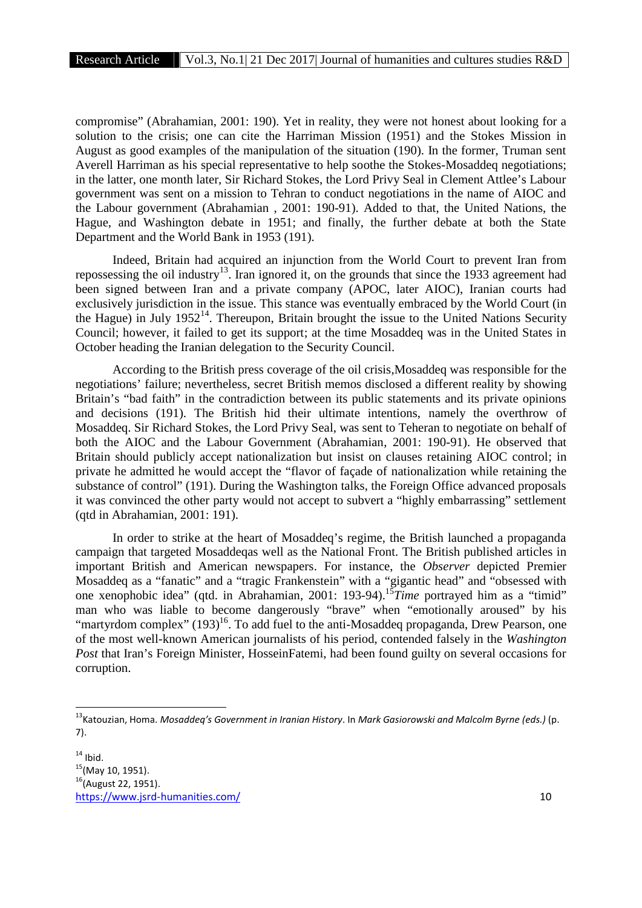compromise" (Abrahamian, 2001: 190). Yet in reality, they were not honest about looking for a solution to the crisis; one can cite the Harriman Mission (1951) and the Stokes Mission in August as good examples of the manipulation of the situation (190). In the former, Truman sent Averell Harriman as his special representative to help soothe the Stokes-Mosaddeq negotiations; in the latter, one month later, Sir Richard Stokes, the Lord Privy Seal in Clement Attlee's Labour government was sent on a mission to Tehran to conduct negotiations in the name of AIOC and the Labour government (Abrahamian , 2001: 190-91). Added to that, the United Nations, the Hague, and Washington debate in 1951; and finally, the further debate at both the State Department and the World Bank in 1953 (191).

Indeed, Britain had acquired an injunction from the World Court to prevent Iran from repossessing the oil industry[13]. Iran ignored it, on the grounds that since the 1933 agreement had been signed between Iran and a private company (APOC, later AIOC), Iranian courts had exclusively jurisdiction in the issue. This stance was eventually embraced by the World Court (in the Hague) in July 1952[14]. Thereupon, Britain brought the issue to the United Nations Security Council; however, it failed to get its support; at the time Mosaddeq was in the United States in October heading the Iranian delegation to the Security Council.

According to the British press coverage of the oil crisis,Mosaddeq was responsible for the negotiations' failure; nevertheless, secret British memos disclosed a different reality by showing Britain's "bad faith" in the contradiction between its public statements and its private opinions and decisions (191). The British hid their ultimate intentions, namely the overthrow of Mosaddeq. Sir Richard Stokes, the Lord Privy Seal, was sent to Teheran to negotiate on behalf of both the AIOC and the Labour Government (Abrahamian, 2001: 190-91). He observed that Britain should publicly accept nationalization but insist on clauses retaining AIOC control; in private he admitted he would accept the "flavor of façade of nationalization while retaining the substance of control" (191). During the Washington talks, the Foreign Office advanced proposals it was convinced the other party would not accept to subvert a "highly embarrassing" settlement (qtd in Abrahamian, 2001: 191).

In order to strike at the heart of Mosaddeq's regime, the British launched a propaganda campaign that targeted Mosaddeqas well as the National Front. The British published articles in important British and American newspapers. For instance, the *Observer* depicted Premier Mosaddeq as a "fanatic" and a "tragic Frankenstein" with a "gigantic head" and "obsessed with one xenophobic idea" (qtd. in Abrahamian, 2001: 193-94).[15] *Time* portrayed him as a "timid" man who was liable to become dangerously "brave" when "emotionally aroused" by his "martyrdom complex" (193)[16]. To add fuel to the anti-Mosaddeq propaganda, Drew Pearson, one of the most well-known American journalists of his period, contended falsely in the *Washington Post* that Iran's Foreign Minister, HosseinFatemi, had been found guilty on several occasions for corruption.

---

[13] Katouzian, Homa. *Mosaddeq's Government in Iranian History*. In *Mark Gasiorowski and Malcolm Byrne (eds.)* (p. 7).

[14] Ibid.

[15] (May 10, 1951).

[16] (August 22, 1951).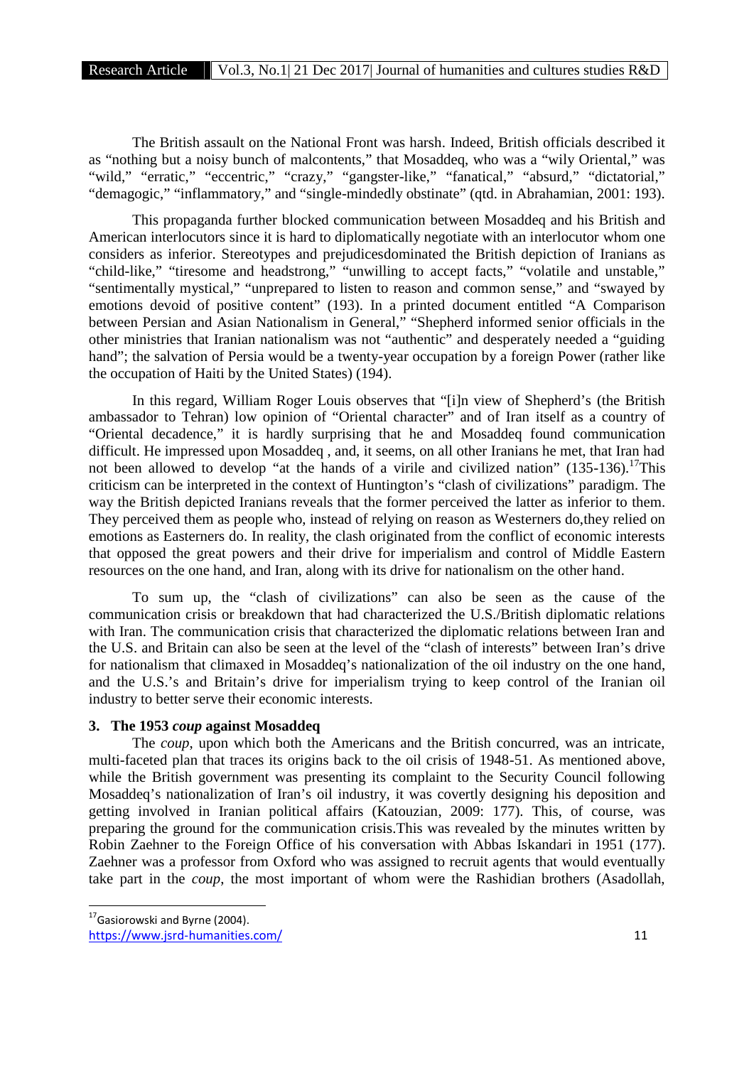The British assault on the National Front was harsh. Indeed, British officials described it as "nothing but a noisy bunch of malcontents," that Mosaddeq, who was a "wily Oriental," was "wild," "erratic," "eccentric," "crazy," "gangster-like," "fanatical," "absurd," "dictatorial," "demagogic," "inflammatory," and "single-mindedly obstinate" (qtd. in Abrahamian, 2001: 193).

This propaganda further blocked communication between Mosaddeq and his British and American interlocutors since it is hard to diplomatically negotiate with an interlocutor whom one considers as inferior. Stereotypes and prejudicesdominated the British depiction of Iranians as "child-like," "tiresome and headstrong," "unwilling to accept facts," "volatile and unstable," "sentimentally mystical," "unprepared to listen to reason and common sense," and "swayed by emotions devoid of positive content" (193). In a printed document entitled "A Comparison between Persian and Asian Nationalism in General," "Shepherd informed senior officials in the other ministries that Iranian nationalism was not "authentic" and desperately needed a "guiding hand"; the salvation of Persia would be a twenty-year occupation by a foreign Power (rather like the occupation of Haiti by the United States) (194).

In this regard, William Roger Louis observes that "[i]n view of Shepherd's (the British ambassador to Tehran) low opinion of "Oriental character" and of Iran itself as a country of "Oriental decadence," it is hardly surprising that he and Mosaddeq found communication difficult. He impressed upon Mosaddeq , and, it seems, on all other Iranians he met, that Iran had not been allowed to develop "at the hands of a virile and civilized nation" (135-136).[17]This criticism can be interpreted in the context of Huntington's "clash of civilizations" paradigm. The way the British depicted Iranians reveals that the former perceived the latter as inferior to them. They perceived them as people who, instead of relying on reason as Westerners do,they relied on emotions as Easterners do. In reality, the clash originated from the conflict of economic interests that opposed the great powers and their drive for imperialism and control of Middle Eastern resources on the one hand, and Iran, along with its drive for nationalism on the other hand.

To sum up, the "clash of civilizations" can also be seen as the cause of the communication crisis or breakdown that had characterized the U.S./British diplomatic relations with Iran. The communication crisis that characterized the diplomatic relations between Iran and the U.S. and Britain can also be seen at the level of the "clash of interests" between Iran's drive for nationalism that climaxed in Mosaddeq's nationalization of the oil industry on the one hand, and the U.S.'s and Britain's drive for imperialism trying to keep control of the Iranian oil industry to better serve their economic interests.

## 3. The 1953 *coup* against Mosaddeq

The *coup*, upon which both the Americans and the British concurred, was an intricate, multi-faceted plan that traces its origins back to the oil crisis of 1948-51. As mentioned above, while the British government was presenting its complaint to the Security Council following Mosaddeq's nationalization of Iran's oil industry, it was covertly designing his deposition and getting involved in Iranian political affairs (Katouzian, 2009: 177). This, of course, was preparing the ground for the communication crisis.This was revealed by the minutes written by Robin Zaehner to the Foreign Office of his conversation with Abbas Iskandari in 1951 (177). Zaehner was a professor from Oxford who was assigned to recruit agents that would eventually take part in the *coup*, the most important of whom were the Rashidian brothers (Asadollah,

---

[17] Gasiorowski and Byrne (2004).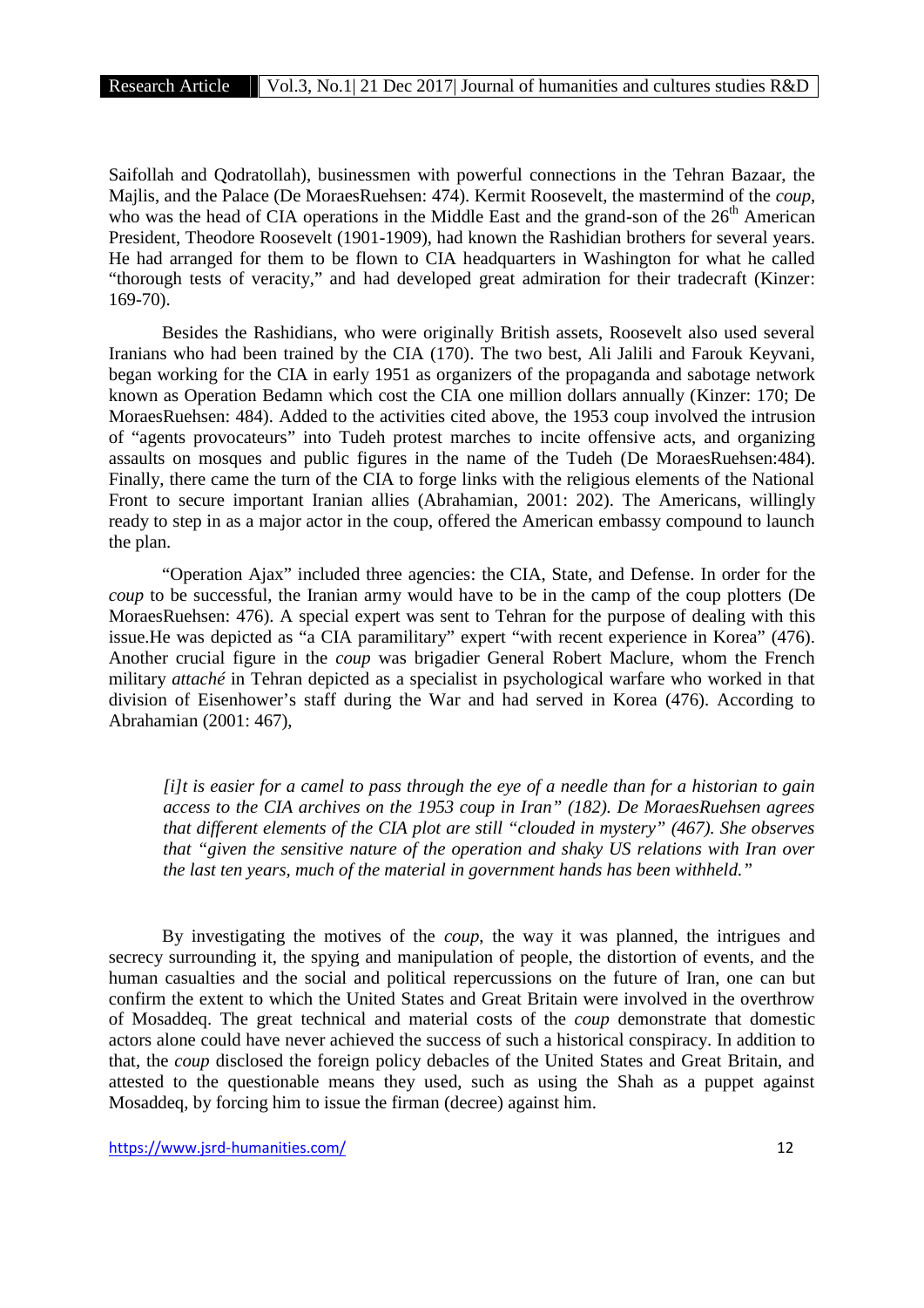Saifollah and Qodratollah), businessmen with powerful connections in the Tehran Bazaar, the Majlis, and the Palace (De MoraesRuehsen: 474). Kermit Roosevelt, the mastermind of the *coup*, who was the head of CIA operations in the Middle East and the grand-son of the 26th American President, Theodore Roosevelt (1901-1909), had known the Rashidian brothers for several years. He had arranged for them to be flown to CIA headquarters in Washington for what he called "thorough tests of veracity," and had developed great admiration for their tradecraft (Kinzer: 169-70).

Besides the Rashidians, who were originally British assets, Roosevelt also used several Iranians who had been trained by the CIA (170). The two best, Ali Jalili and Farouk Keyvani, began working for the CIA in early 1951 as organizers of the propaganda and sabotage network known as Operation Bedamn which cost the CIA one million dollars annually (Kinzer: 170; De MoraesRuehsen: 484). Added to the activities cited above, the 1953 coup involved the intrusion of "agents provocateurs" into Tudeh protest marches to incite offensive acts, and organizing assaults on mosques and public figures in the name of the Tudeh (De MoraesRuehsen:484). Finally, there came the turn of the CIA to forge links with the religious elements of the National Front to secure important Iranian allies (Abrahamian, 2001: 202). The Americans, willingly ready to step in as a major actor in the coup, offered the American embassy compound to launch the plan.

"Operation Ajax" included three agencies: the CIA, State, and Defense. In order for the *coup* to be successful, the Iranian army would have to be in the camp of the coup plotters (De MoraesRuehsen: 476). A special expert was sent to Tehran for the purpose of dealing with this issue.He was depicted as "a CIA paramilitary" expert "with recent experience in Korea" (476). Another crucial figure in the *coup* was brigadier General Robert Maclure, whom the French military *attaché* in Tehran depicted as a specialist in psychological warfare who worked in that division of Eisenhower's staff during the War and had served in Korea (476). According to Abrahamian (2001: 467),

> *[i]t is easier for a camel to pass through the eye of a needle than for a historian to gain access to the CIA archives on the 1953 coup in Iran" (182). De MoraesRuehsen agrees that different elements of the CIA plot are still "clouded in mystery" (467). She observes that "given the sensitive nature of the operation and shaky US relations with Iran over the last ten years, much of the material in government hands has been withheld."*

By investigating the motives of the *coup*, the way it was planned, the intrigues and secrecy surrounding it, the spying and manipulation of people, the distortion of events, and the human casualties and the social and political repercussions on the future of Iran, one can but confirm the extent to which the United States and Great Britain were involved in the overthrow of Mosaddeq. The great technical and material costs of the *coup* demonstrate that domestic actors alone could have never achieved the success of such a historical conspiracy. In addition to that, the *coup* disclosed the foreign policy debacles of the United States and Great Britain, and attested to the questionable means they used, such as using the Shah as a puppet against Mosaddeq, by forcing him to issue the firman (decree) against him.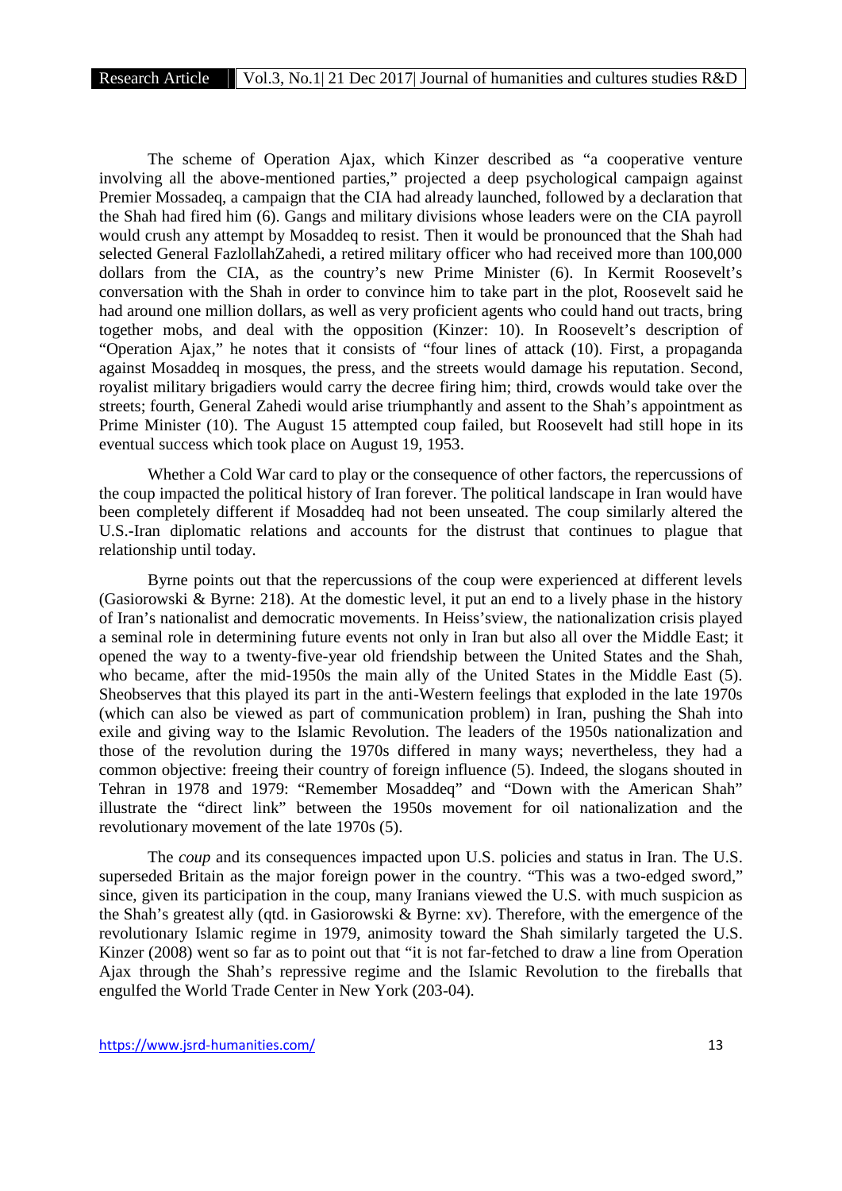The scheme of Operation Ajax, which Kinzer described as "a cooperative venture involving all the above-mentioned parties," projected a deep psychological campaign against Premier Mossadeq, a campaign that the CIA had already launched, followed by a declaration that the Shah had fired him (6). Gangs and military divisions whose leaders were on the CIA payroll would crush any attempt by Mosaddeq to resist. Then it would be pronounced that the Shah had selected General FazlollahZahedi, a retired military officer who had received more than 100,000 dollars from the CIA, as the country's new Prime Minister (6). In Kermit Roosevelt's conversation with the Shah in order to convince him to take part in the plot, Roosevelt said he had around one million dollars, as well as very proficient agents who could hand out tracts, bring together mobs, and deal with the opposition (Kinzer: 10). In Roosevelt's description of "Operation Ajax," he notes that it consists of "four lines of attack (10). First, a propaganda against Mosaddeq in mosques, the press, and the streets would damage his reputation. Second, royalist military brigadiers would carry the decree firing him; third, crowds would take over the streets; fourth, General Zahedi would arise triumphantly and assent to the Shah's appointment as Prime Minister (10). The August 15 attempted coup failed, but Roosevelt had still hope in its eventual success which took place on August 19, 1953.

Whether a Cold War card to play or the consequence of other factors, the repercussions of the coup impacted the political history of Iran forever. The political landscape in Iran would have been completely different if Mosaddeq had not been unseated. The coup similarly altered the U.S.-Iran diplomatic relations and accounts for the distrust that continues to plague that relationship until today.

Byrne points out that the repercussions of the coup were experienced at different levels (Gasiorowski & Byrne: 218). At the domestic level, it put an end to a lively phase in the history of Iran's nationalist and democratic movements. In Heiss'sview, the nationalization crisis played a seminal role in determining future events not only in Iran but also all over the Middle East; it opened the way to a twenty-five-year old friendship between the United States and the Shah, who became, after the mid-1950s the main ally of the United States in the Middle East (5). Sheobserves that this played its part in the anti-Western feelings that exploded in the late 1970s (which can also be viewed as part of communication problem) in Iran, pushing the Shah into exile and giving way to the Islamic Revolution. The leaders of the 1950s nationalization and those of the revolution during the 1970s differed in many ways; nevertheless, they had a common objective: freeing their country of foreign influence (5). Indeed, the slogans shouted in Tehran in 1978 and 1979: "Remember Mosaddeq" and "Down with the American Shah" illustrate the "direct link" between the 1950s movement for oil nationalization and the revolutionary movement of the late 1970s (5).

The *coup* and its consequences impacted upon U.S. policies and status in Iran. The U.S. superseded Britain as the major foreign power in the country. "This was a two-edged sword," since, given its participation in the coup, many Iranians viewed the U.S. with much suspicion as the Shah's greatest ally (qtd. in Gasiorowski & Byrne: xv). Therefore, with the emergence of the revolutionary Islamic regime in 1979, animosity toward the Shah similarly targeted the U.S. Kinzer (2008) went so far as to point out that "it is not far-fetched to draw a line from Operation Ajax through the Shah's repressive regime and the Islamic Revolution to the fireballs that engulfed the World Trade Center in New York (203-04).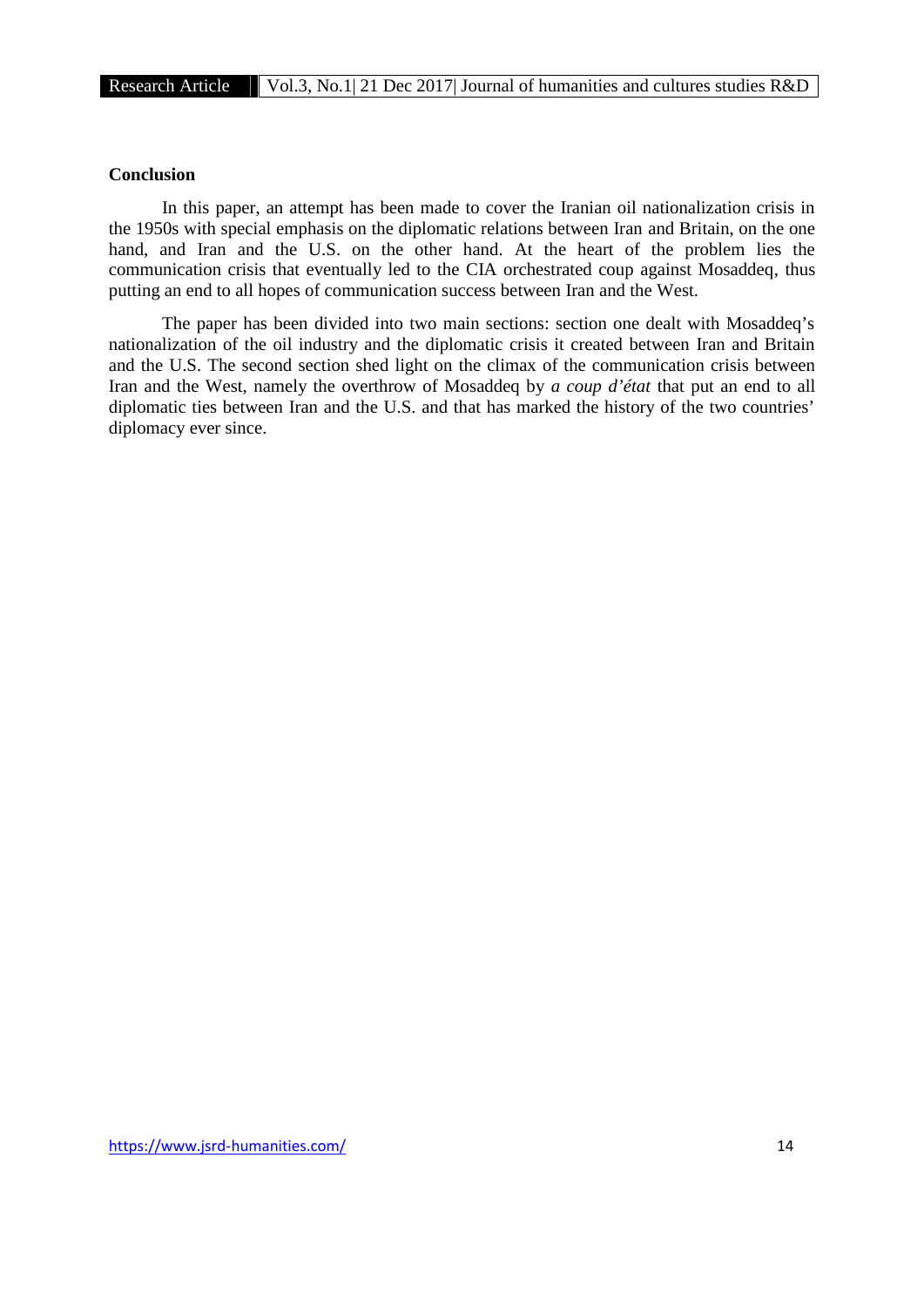## Conclusion

In this paper, an attempt has been made to cover the Iranian oil nationalization crisis in the 1950s with special emphasis on the diplomatic relations between Iran and Britain, on the one hand, and Iran and the U.S. on the other hand. At the heart of the problem lies the communication crisis that eventually led to the CIA orchestrated coup against Mosaddeq, thus putting an end to all hopes of communication success between Iran and the West.

The paper has been divided into two main sections: section one dealt with Mosaddeq's nationalization of the oil industry and the diplomatic crisis it created between Iran and Britain and the U.S. The second section shed light on the climax of the communication crisis between Iran and the West, namely the overthrow of Mosaddeq by *a coup d'état* that put an end to all diplomatic ties between Iran and the U.S. and that has marked the history of the two countries' diplomacy ever since.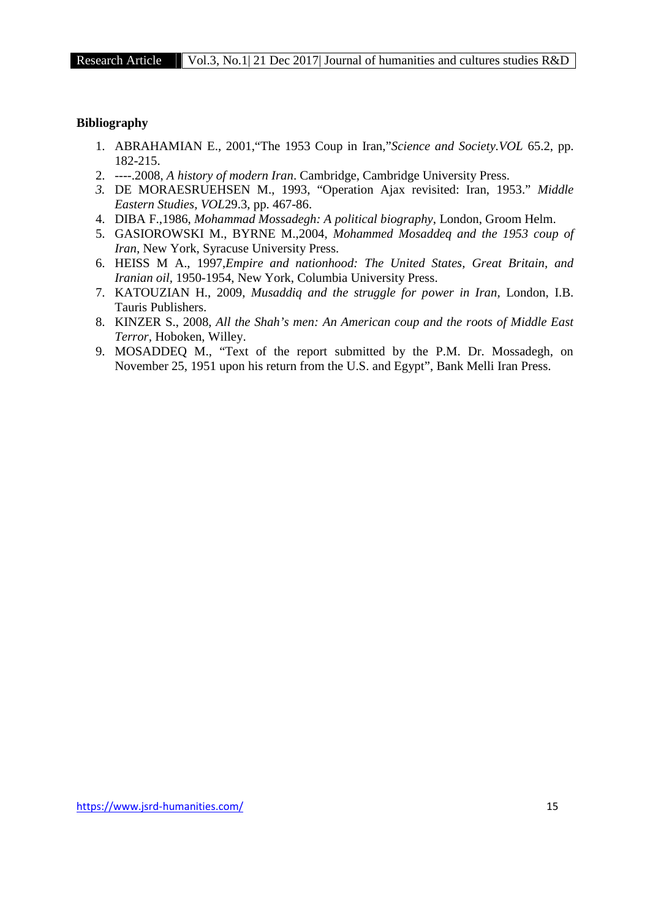**Bibliography**

1. ABRAHAMIAN E., 2001,"The 1953 Coup in Iran,"*Science and Society.VOL* 65.2, pp. 182-215.
2. ----.2008, *A history of modern Iran*. Cambridge, Cambridge University Press.
3. DE MORAESRUEHSEN M., 1993, "Operation Ajax revisited: Iran, 1953." *Middle Eastern Studies, VOL*29.3, pp. 467-86.
4. DIBA F.,1986, *Mohammad Mossadegh: A political biography*, London, Groom Helm.
5. GASIOROWSKI M., BYRNE M.,2004, *Mohammed Mosaddeq and the 1953 coup of Iran,* New York, Syracuse University Press.
6. HEISS M A., 1997,*Empire and nationhood: The United States, Great Britain, and Iranian oil*, 1950-1954, New York, Columbia University Press.
7. KATOUZIAN H., 2009, *Musaddiq and the struggle for power in Iran,* London, I.B. Tauris Publishers.
8. KINZER S., 2008, *All the Shah's men: An American coup and the roots of Middle East Terror,* Hoboken, Willey.
9. MOSADDEQ M., "Text of the report submitted by the P.M. Dr. Mossadegh, on November 25, 1951 upon his return from the U.S. and Egypt", Bank Melli Iran Press.